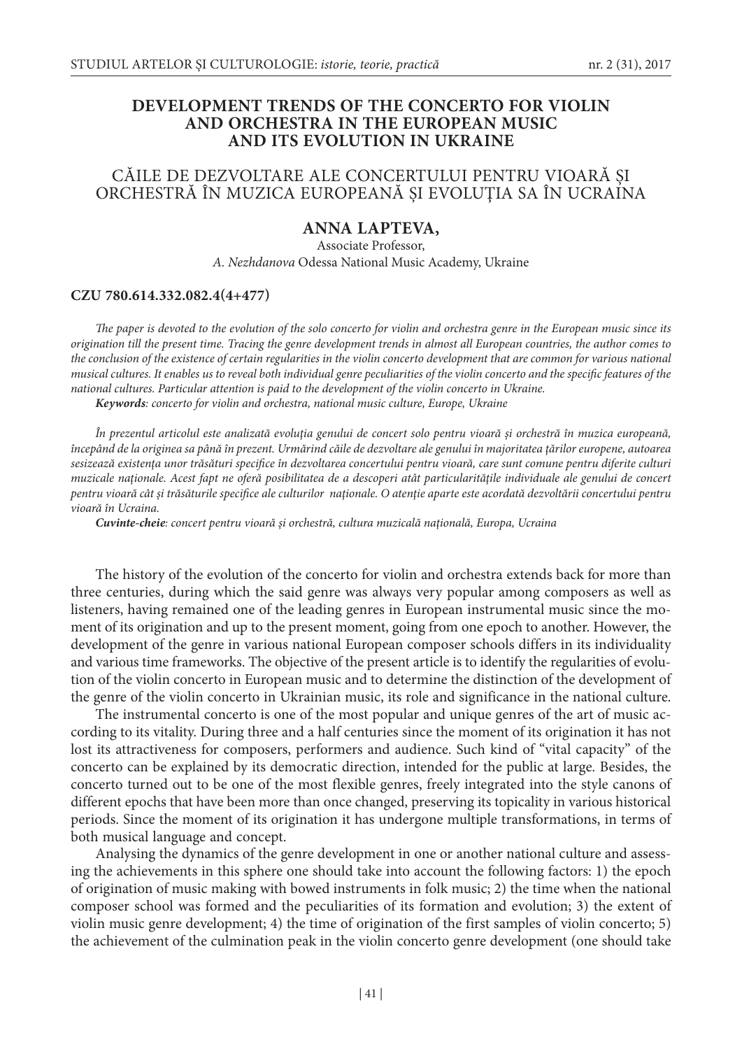# DEVELOPMENT TRENDS OF THE CONCERTO FOR VIOLIN AND ORCHESTRA IN THE EUROPEAN MUSIC AND ITS EVOLUTION IN UKRAINE

## CĂILE DE DEZVOLTARE ALE CONCERTULUI PENTRU VIOARĂ ȘI ORCHESTRĂ ÎN MUZICA EUROPEANĂ ȘI EVOLUȚIA SA ÎN UCRAINA

**ANNA LAPTEVA,**

Associate Professor,
*A. Nezhdanova* Odessa National Music Academy, Ukraine

**CZU 780.614.332.082.4(4+477)**

*The paper is devoted to the evolution of the solo concerto for violin and orchestra genre in the European music since its origination till the present time. Tracing the genre development trends in almost all European countries, the author comes to the conclusion of the existence of certain regularities in the violin concerto development that are common for various national musical cultures. It enables us to reveal both individual genre peculiarities of the violin concerto and the specific features of the national cultures. Particular attention is paid to the development of the violin concerto in Ukraine.*

***Keywords**: concerto for violin and orchestra, national music culture, Europe, Ukraine*

*În prezentul articolul este analizată evoluția genului de concert solo pentru vioară și orchestră în muzica europeană, începând de la originea sa până în prezent. Urmărind căile de dezvoltare ale genului în majoritatea țărilor europene, autoarea sesizează existența unor trăsături specifice în dezvoltarea concertului pentru vioară, care sunt comune pentru diferite culturi muzicale naționale. Acest fapt ne oferă posibilitatea de a descoperi atât particularitățile individuale ale genului de concert pentru vioară cât și trăsăturile specifice ale culturilor naționale. O atenție aparte este acordată dezvoltării concertului pentru vioară în Ucraina.*

***Cuvinte-cheie**: concert pentru vioară și orchestră, cultura muzicală națională, Europa, Ucraina*

The history of the evolution of the concerto for violin and orchestra extends back for more than three centuries, during which the said genre was always very popular among composers as well as listeners, having remained one of the leading genres in European instrumental music since the moment of its origination and up to the present moment, going from one epoch to another. However, the development of the genre in various national European composer schools differs in its individuality and various time frameworks. The objective of the present article is to identify the regularities of evolution of the violin concerto in European music and to determine the distinction of the development of the genre of the violin concerto in Ukrainian music, its role and significance in the national culture.

The instrumental concerto is one of the most popular and unique genres of the art of music according to its vitality. During three and a half centuries since the moment of its origination it has not lost its attractiveness for composers, performers and audience. Such kind of "vital capacity" of the concerto can be explained by its democratic direction, intended for the public at large. Besides, the concerto turned out to be one of the most flexible genres, freely integrated into the style canons of different epochs that have been more than once changed, preserving its topicality in various historical periods. Since the moment of its origination it has undergone multiple transformations, in terms of both musical language and concept.

Analysing the dynamics of the genre development in one or another national culture and assessing the achievements in this sphere one should take into account the following factors: 1) the epoch of origination of music making with bowed instruments in folk music; 2) the time when the national composer school was formed and the peculiarities of its formation and evolution; 3) the extent of violin music genre development; 4) the time of origination of the first samples of violin concerto; 5) the achievement of the culmination peak in the violin concerto genre development (one should take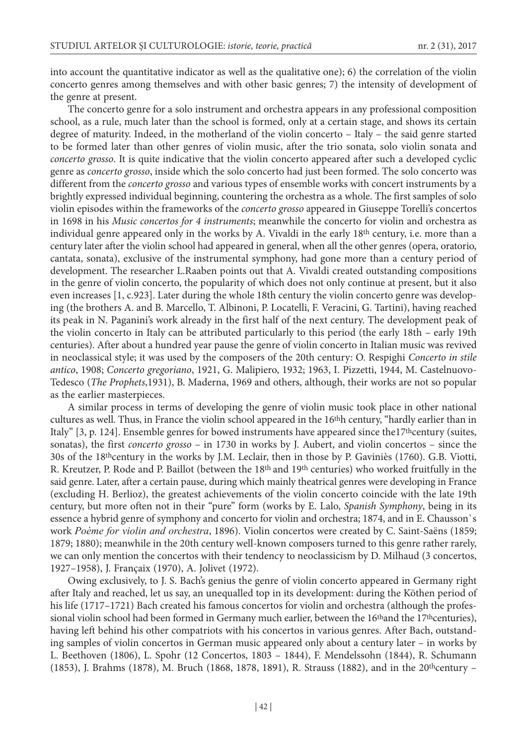into account the quantitative indicator as well as the qualitative one); 6) the correlation of the violin concerto genres among themselves and with other basic genres; 7) the intensity of development of the genre at present.

The concerto genre for a solo instrument and orchestra appears in any professional composition school, as a rule, much later than the school is formed, only at a certain stage, and shows its certain degree of maturity. Indeed, in the motherland of the violin concerto – Italy – the said genre started to be formed later than other genres of violin music, after the trio sonata, solo violin sonata and *concerto grosso*. It is quite indicative that the violin concerto appeared after such a developed cyclic genre as *concerto grosso*, inside which the solo concerto had just been formed. The solo concerto was different from the *concerto grosso* and various types of ensemble works with concert instruments by a brightly expressed individual beginning, countering the orchestra as a whole. The first samples of solo violin episodes within the frameworks of the *concerto grosso* appeared in Giuseppe Torelli's concertos in 1698 in his *Music concertos for 4 instruments*; meanwhile the concerto for violin and orchestra as individual genre appeared only in the works by A. Vivaldi in the early 18th century, i.e. more than a century later after the violin school had appeared in general, when all the other genres (opera, oratorio, cantata, sonata), exclusive of the instrumental symphony, had gone more than a century period of development. The researcher L.Raaben points out that A. Vivaldi created outstanding compositions in the genre of violin concerto, the popularity of which does not only continue at present, but it also even increases [1, c.923]. Later during the whole 18th century the violin concerto genre was developing (the brothers A. and B. Marcello, T. Albinoni, P. Locatelli, F. Veracini, G. Tartini), having reached its peak in N. Paganini's work already in the first half of the next century. The development peak of the violin concerto in Italy can be attributed particularly to this period (the early 18th – early 19th centuries). After about a hundred year pause the genre of violin concerto in Italian music was revived in neoclassical style; it was used by the composers of the 20th century: O. Respighi *Concerto in stile antico*, 1908; *Concerto gregoriano*, 1921, G. Malipiero, 1932; 1963, I. Pizzetti, 1944, M. Castelnuovo-Tedesco (*The Prophets*,1931), B. Maderna, 1969 and others, although, their works are not so popular as the earlier masterpieces.

A similar process in terms of developing the genre of violin music took place in other national cultures as well. Thus, in France the violin school appeared in the 16thh century, "hardly earlier than in Italy" [3, p. 124]. Ensemble genres for bowed instruments have appeared since the17thcentury (suites, sonatas), the first *concerto grosso* – in 1730 in works by J. Aubert, and violin concertos – since the 30s of the 18thcentury in the works by J.M. Leclair, then in those by P. Gaviniès (1760). G.B. Viotti, R. Kreutzer, P. Rode and P. Baillot (between the 18th and 19th centuries) who worked fruitfully in the said genre. Later, after a certain pause, during which mainly theatrical genres were developing in France (excluding H. Berlioz), the greatest achievements of the violin concerto coincide with the late 19th century, but more often not in their "pure" form (works by E. Lalo, *Spanish Symphony*, being in its essence a hybrid genre of symphony and concerto for violin and orchestra; 1874, and in E. Chausson`s work *Poème for violin and orchestra*, 1896). Violin concertos were created by C. Saint-Saëns (1859; 1879; 1880); meanwhile in the 20th century well-known composers turned to this genre rather rarely, we can only mention the concertos with their tendency to neoclassicism by D. Milhaud (3 concertos, 1927–1958), J. Françaix (1970), A. Jolivet (1972).

Owing exclusively, to J. S. Bach's genius the genre of violin concerto appeared in Germany right after Italy and reached, let us say, an unequalled top in its development: during the Köthen period of his life (1717–1721) Bach created his famous concertos for violin and orchestra (although the professional violin school had been formed in Germany much earlier, between the 16thand the 17thcenturies), having left behind his other compatriots with his concertos in various genres. After Bach, outstanding samples of violin concertos in German music appeared only about a century later – in works by L. Beethoven (1806), L. Spohr (12 Concertos, 1803 – 1844), F. Mendelssohn (1844), R. Schumann (1853), J. Brahms (1878), M. Bruch (1868, 1878, 1891), R. Strauss (1882), and in the 20thcentury –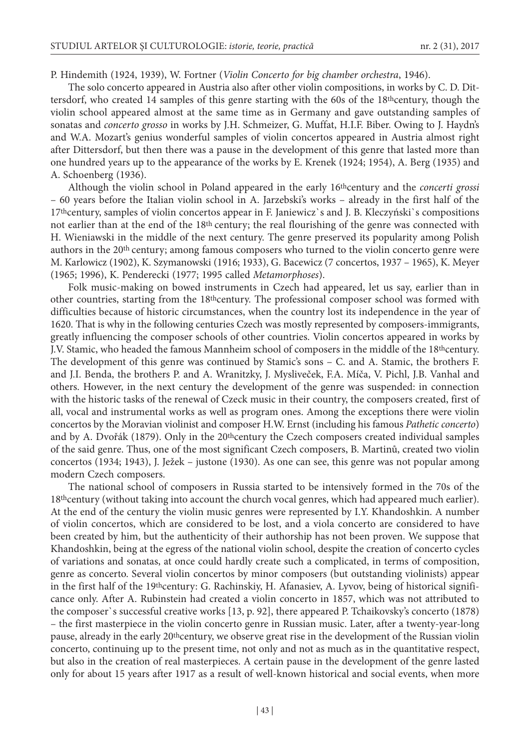P. Hindemith (1924, 1939), W. Fortner (*Violin Concerto for big chamber orchestra*, 1946).

The solo concerto appeared in Austria also after other violin compositions, in works by C. D. Dittersdorf, who created 14 samples of this genre starting with the 60s of the 18th century, though the violin school appeared almost at the same time as in Germany and gave outstanding samples of sonatas and *concerto grosso* in works by J.H. Schmeizer, G. Muffat, H.I.F. Biber. Owing to J. Haydn's and W.A. Mozart's genius wonderful samples of violin concertos appeared in Austria almost right after Dittersdorf, but then there was a pause in the development of this genre that lasted more than one hundred years up to the appearance of the works by E. Krenek (1924; 1954), A. Berg (1935) and A. Schoenberg (1936).

Although the violin school in Poland appeared in the early 16th century and the *concerti grossi* – 60 years before the Italian violin school in A. Jarzebski's works – already in the first half of the 17th century, samples of violin concertos appear in F. Janiewicz`s and J. B. Kleczyński`s compositions not earlier than at the end of the 18th century; the real flourishing of the genre was connected with H. Wieniawski in the middle of the next century. The genre preserved its popularity among Polish authors in the 20th century; among famous composers who turned to the violin concerto genre were M. Karlowicz (1902), K. Szymanowski (1916; 1933), G. Bacewicz (7 concertos, 1937 – 1965), K. Meyer (1965; 1996), K. Penderecki (1977; 1995 called *Metamorphoses*).

Folk music-making on bowed instruments in Czech had appeared, let us say, earlier than in other countries, starting from the 18th century. The professional composer school was formed with difficulties because of historic circumstances, when the country lost its independence in the year of 1620. That is why in the following centuries Czech was mostly represented by composers-immigrants, greatly influencing the composer schools of other countries. Violin concertos appeared in works by J.V. Stamic, who headed the famous Mannheim school of composers in the middle of the 18th century. The development of this genre was continued by Stamic's sons – C. and A. Stamic, the brothers F. and J.I. Benda, the brothers P. and A. Wranitzky, J. Mysliveček, F.A. Míča, V. Pichl, J.B. Vanhal and others. However, in the next century the development of the genre was suspended: in connection with the historic tasks of the renewal of Czeck music in their country, the composers created, first of all, vocal and instrumental works as well as program ones. Among the exceptions there were violin concertos by the Moravian violinist and composer H.W. Ernst (including his famous *Pathetic concerto*) and by A. Dvořák (1879). Only in the 20th century the Czech composers created individual samples of the said genre. Thus, one of the most significant Czech composers, B. Martinů, created two violin concertos (1934; 1943), J. Ježek – justone (1930). As one can see, this genre was not popular among modern Czech composers.

The national school of composers in Russia started to be intensively formed in the 70s of the 18th century (without taking into account the church vocal genres, which had appeared much earlier). At the end of the century the violin music genres were represented by I.Y. Khandoshkin. A number of violin concertos, which are considered to be lost, and a viola concerto are considered to have been created by him, but the authenticity of their authorship has not been proven. We suppose that Khandoshkin, being at the egress of the national violin school, despite the creation of concerto cycles of variations and sonatas, at once could hardly create such a complicated, in terms of composition, genre as concerto. Several violin concertos by minor composers (but outstanding violinists) appear in the first half of the 19th century: G. Rachinskiy, H. Afanasiev, A. Lyvov, being of historical significance only. After A. Rubinstein had created a violin concerto in 1857, which was not attributed to the composer`s successful creative works [13, p. 92], there appeared P. Tchaikovsky's concerto (1878) – the first masterpiece in the violin concerto genre in Russian music. Later, after a twenty-year-long pause, already in the early 20th century, we observe great rise in the development of the Russian violin concerto, continuing up to the present time, not only and not as much as in the quantitative respect, but also in the creation of real masterpieces. A certain pause in the development of the genre lasted only for about 15 years after 1917 as a result of well-known historical and social events, when more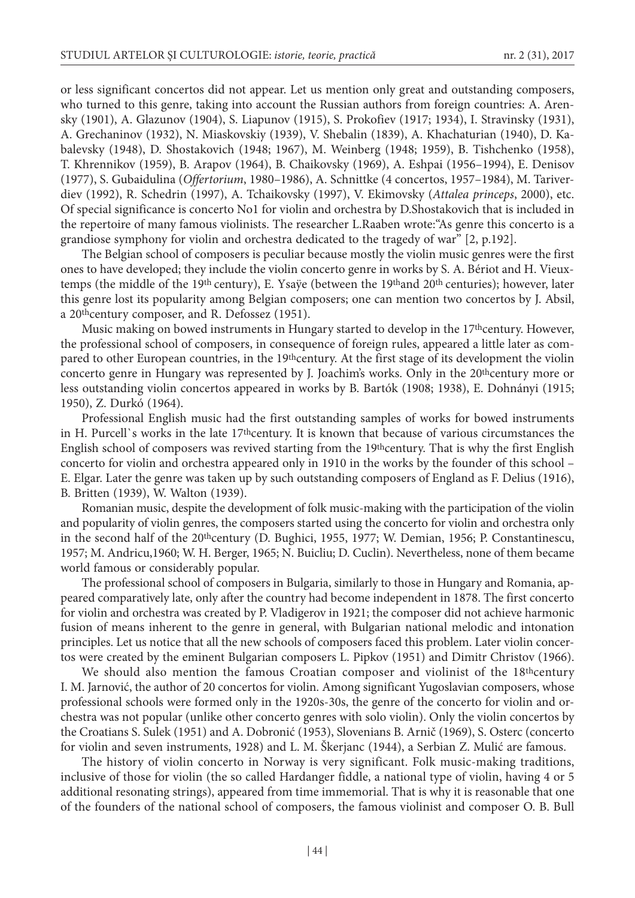or less significant concertos did not appear. Let us mention only great and outstanding composers, who turned to this genre, taking into account the Russian authors from foreign countries: A. Arensky (1901), A. Glazunov (1904), S. Liapunov (1915), S. Prokofiev (1917; 1934), I. Stravinsky (1931), A. Grechaninov (1932), N. Miaskovskiy (1939), V. Shebalin (1839), A. Khachaturian (1940), D. Kabalevsky (1948), D. Shostakovich (1948; 1967), M. Weinberg (1948; 1959), B. Tishchenko (1958), T. Khrennikov (1959), B. Arapov (1964), B. Chaikovsky (1969), A. Eshpai (1956–1994), E. Denisov (1977), S. Gubaidulina (*Offertorium*, 1980–1986), A. Schnittke (4 concertos, 1957–1984), M. Tariverdiev (1992), R. Schedrin (1997), A. Tchaikovsky (1997), V. Ekimovsky (*Attalea princeps*, 2000), etc. Of special significance is concerto No1 for violin and orchestra by D.Shostakovich that is included in the repertoire of many famous violinists. The researcher L.Raaben wrote:"As genre this concerto is a grandiose symphony for violin and orchestra dedicated to the tragedy of war" [2, p.192].

The Belgian school of composers is peculiar because mostly the violin music genres were the first ones to have developed; they include the violin concerto genre in works by S. A. Bériot and H. Vieuxtemps (the middle of the 19th century), E. Ysaÿe (between the 19thand 20th centuries); however, later this genre lost its popularity among Belgian composers; one can mention two concertos by J. Absil, a 20thcentury composer, and R. Defossez (1951).

Music making on bowed instruments in Hungary started to develop in the 17thcentury. However, the professional school of composers, in consequence of foreign rules, appeared a little later as compared to other European countries, in the 19thcentury. At the first stage of its development the violin concerto genre in Hungary was represented by J. Joachim's works. Only in the 20thcentury more or less outstanding violin concertos appeared in works by B. Bartók (1908; 1938), E. Dohnányi (1915; 1950), Z. Durkó (1964).

Professional English music had the first outstanding samples of works for bowed instruments in H. Purcell`s works in the late 17thcentury. It is known that because of various circumstances the English school of composers was revived starting from the 19thcentury. That is why the first English concerto for violin and orchestra appeared only in 1910 in the works by the founder of this school – E. Elgar. Later the genre was taken up by such outstanding composers of England as F. Delius (1916), B. Britten (1939), W. Walton (1939).

Romanian music, despite the development of folk music-making with the participation of the violin and popularity of violin genres, the composers started using the concerto for violin and orchestra only in the second half of the 20thcentury (D. Bughici, 1955, 1977; W. Demian, 1956; P. Constantinescu, 1957; M. Andricu,1960; W. H. Berger, 1965; N. Buicliu; D. Cuclin). Nevertheless, none of them became world famous or considerably popular.

The professional school of composers in Bulgaria, similarly to those in Hungary and Romania, appeared comparatively late, only after the country had become independent in 1878. The first concerto for violin and orchestra was created by P. Vladigerov in 1921; the composer did not achieve harmonic fusion of means inherent to the genre in general, with Bulgarian national melodic and intonation principles. Let us notice that all the new schools of composers faced this problem. Later violin concertos were created by the eminent Bulgarian composers L. Pipkov (1951) and Dimitr Christov (1966).

We should also mention the famous Croatian composer and violinist of the 18thcentury I. M. Jarnović, the author of 20 concertos for violin. Among significant Yugoslavian composers, whose professional schools were formed only in the 1920s-30s, the genre of the concerto for violin and orchestra was not popular (unlike other concerto genres with solo violin). Only the violin concertos by the Croatians S. Sulek (1951) and A. Dobronić (1953), Slovenians B. Arnič (1969), S. Osterc (concerto for violin and seven instruments, 1928) and L. M. Škerjanc (1944), a Serbian Z. Mulić are famous.

The history of violin concerto in Norway is very significant. Folk music-making traditions, inclusive of those for violin (the so called Hardanger fiddle, a national type of violin, having 4 or 5 additional resonating strings), appeared from time immemorial. That is why it is reasonable that one of the founders of the national school of composers, the famous violinist and composer O. B. Bull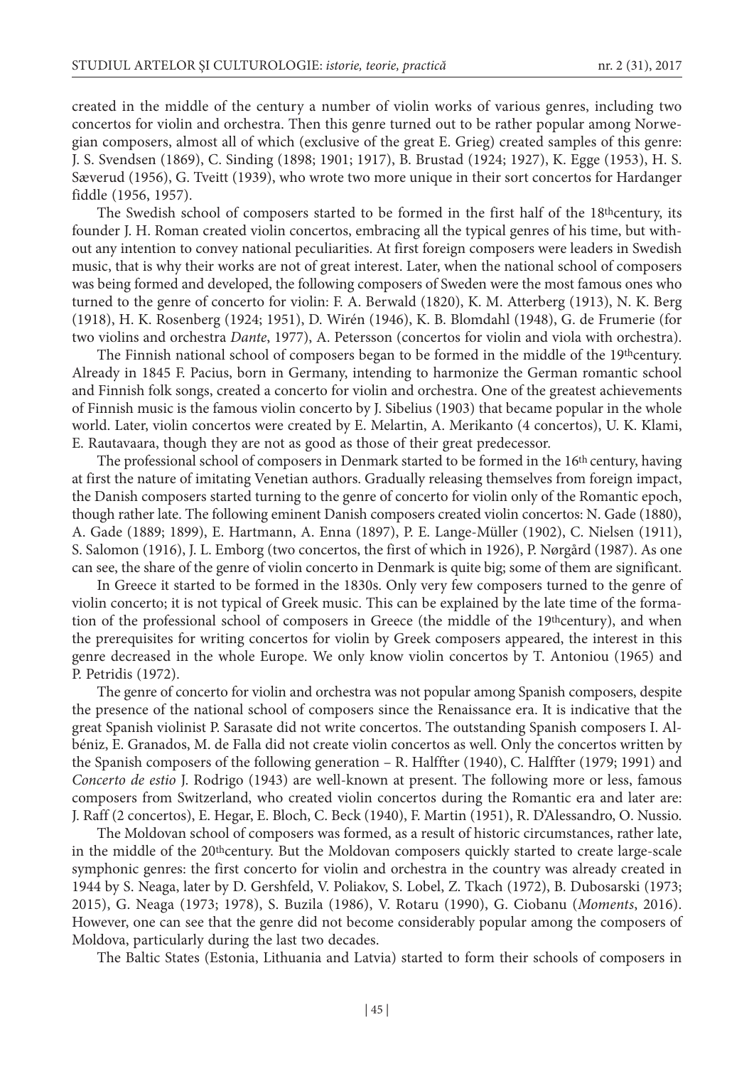created in the middle of the century a number of violin works of various genres, including two concertos for violin and orchestra. Then this genre turned out to be rather popular among Norwegian composers, almost all of which (exclusive of the great E. Grieg) created samples of this genre: J. S. Svendsen (1869), C. Sinding (1898; 1901; 1917), B. Brustad (1924; 1927), K. Egge (1953), H. S. Sæverud (1956), G. Tveitt (1939), who wrote two more unique in their sort concertos for Hardanger fiddle (1956, 1957).

The Swedish school of composers started to be formed in the first half of the 18th century, its founder J. H. Roman created violin concertos, embracing all the typical genres of his time, but without any intention to convey national peculiarities. At first foreign composers were leaders in Swedish music, that is why their works are not of great interest. Later, when the national school of composers was being formed and developed, the following composers of Sweden were the most famous ones who turned to the genre of concerto for violin: F. A. Berwald (1820), K. M. Atterberg (1913), N. K. Berg (1918), H. K. Rosenberg (1924; 1951), D. Wirén (1946), K. B. Blomdahl (1948), G. de Frumerie (for two violins and orchestra *Dante*, 1977), A. Petersson (concertos for violin and viola with orchestra).

The Finnish national school of composers began to be formed in the middle of the 19th century. Already in 1845 F. Pacius, born in Germany, intending to harmonize the German romantic school and Finnish folk songs, created a concerto for violin and orchestra. One of the greatest achievements of Finnish music is the famous violin concerto by J. Sibelius (1903) that became popular in the whole world. Later, violin concertos were created by E. Melartin, A. Merikanto (4 concertos), U. K. Klami, E. Rautavaara, though they are not as good as those of their great predecessor.

The professional school of composers in Denmark started to be formed in the 16th century, having at first the nature of imitating Venetian authors. Gradually releasing themselves from foreign impact, the Danish composers started turning to the genre of concerto for violin only of the Romantic epoch, though rather late. The following eminent Danish composers created violin concertos: N. Gade (1880), A. Gade (1889; 1899), E. Hartmann, A. Enna (1897), P. E. Lange-Müller (1902), C. Nielsen (1911), S. Salomon (1916), J. L. Emborg (two concertos, the first of which in 1926), P. Nørgård (1987). As one can see, the share of the genre of violin concerto in Denmark is quite big; some of them are significant.

In Greece it started to be formed in the 1830s. Only very few composers turned to the genre of violin concerto; it is not typical of Greek music. This can be explained by the late time of the formation of the professional school of composers in Greece (the middle of the 19th century), and when the prerequisites for writing concertos for violin by Greek composers appeared, the interest in this genre decreased in the whole Europe. We only know violin concertos by T. Antoniou (1965) and P. Petridis (1972).

The genre of concerto for violin and orchestra was not popular among Spanish composers, despite the presence of the national school of composers since the Renaissance era. It is indicative that the great Spanish violinist P. Sarasate did not write concertos. The outstanding Spanish composers I. Albéniz, E. Granados, M. de Falla did not create violin concertos as well. Only the concertos written by the Spanish composers of the following generation – R. Halffter (1940), C. Halffter (1979; 1991) and *Concerto de estio* J. Rodrigo (1943) are well-known at present. The following more or less, famous composers from Switzerland, who created violin concertos during the Romantic era and later are: J. Raff (2 concertos), E. Hegar, E. Bloch, C. Beck (1940), F. Martin (1951), R. D'Alessandro, O. Nussio.

The Moldovan school of composers was formed, as a result of historic circumstances, rather late, in the middle of the 20th century. But the Moldovan composers quickly started to create large-scale symphonic genres: the first concerto for violin and orchestra in the country was already created in 1944 by S. Neaga, later by D. Gershfeld, V. Poliakov, S. Lobel, Z. Tkach (1972), B. Dubosarski (1973; 2015), G. Neaga (1973; 1978), S. Buzila (1986), V. Rotaru (1990), G. Ciobanu (*Moments*, 2016). However, one can see that the genre did not become considerably popular among the composers of Moldova, particularly during the last two decades.

The Baltic States (Estonia, Lithuania and Latvia) started to form their schools of composers in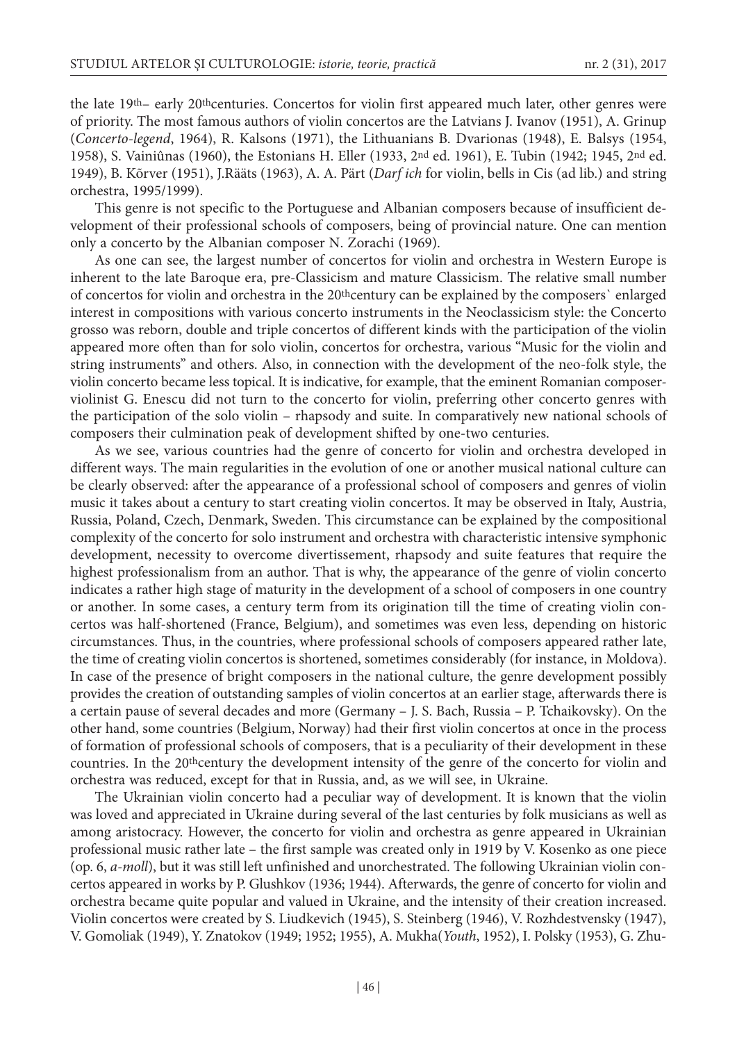the late 19th– early 20thcenturies. Concertos for violin first appeared much later, other genres were of priority. The most famous authors of violin concertos are the Latvians J. Ivanov (1951), A. Grinup (*Concerto-legend*, 1964), R. Kalsons (1971), the Lithuanians B. Dvarionas (1948), E. Balsys (1954, 1958), S. Vainiûnas (1960), the Estonians H. Eller (1933, 2nd ed. 1961), E. Tubin (1942; 1945, 2nd ed. 1949), B. Kõrver (1951), J.Rääts (1963), A. A. Pärt (*Darf ich* for violin, bells in Cis (ad lib.) and string orchestra, 1995/1999).

This genre is not specific to the Portuguese and Albanian composers because of insufficient development of their professional schools of composers, being of provincial nature. One can mention only a concerto by the Albanian composer N. Zorachi (1969).

As one can see, the largest number of concertos for violin and orchestra in Western Europe is inherent to the late Baroque era, pre-Classicism and mature Classicism. The relative small number of concertos for violin and orchestra in the 20thcentury can be explained by the composers` enlarged interest in compositions with various concerto instruments in the Neoclassicism style: the Concerto grosso was reborn, double and triple concertos of different kinds with the participation of the violin appeared more often than for solo violin, concertos for orchestra, various "Music for the violin and string instruments" and others. Also, in connection with the development of the neo-folk style, the violin concerto became less topical. It is indicative, for example, that the eminent Romanian composer-violinist G. Enescu did not turn to the concerto for violin, preferring other concerto genres with the participation of the solo violin – rhapsody and suite. In comparatively new national schools of composers their culmination peak of development shifted by one-two centuries.

As we see, various countries had the genre of concerto for violin and orchestra developed in different ways. The main regularities in the evolution of one or another musical national culture can be clearly observed: after the appearance of a professional school of composers and genres of violin music it takes about a century to start creating violin concertos. It may be observed in Italy, Austria, Russia, Poland, Czech, Denmark, Sweden. This circumstance can be explained by the compositional complexity of the concerto for solo instrument and orchestra with characteristic intensive symphonic development, necessity to overcome divertissement, rhapsody and suite features that require the highest professionalism from an author. That is why, the appearance of the genre of violin concerto indicates a rather high stage of maturity in the development of a school of composers in one country or another. In some cases, a century term from its origination till the time of creating violin concertos was half-shortened (France, Belgium), and sometimes was even less, depending on historic circumstances. Thus, in the countries, where professional schools of composers appeared rather late, the time of creating violin concertos is shortened, sometimes considerably (for instance, in Moldova). In case of the presence of bright composers in the national culture, the genre development possibly provides the creation of outstanding samples of violin concertos at an earlier stage, afterwards there is a certain pause of several decades and more (Germany – J. S. Bach, Russia – P. Tchaikovsky). On the other hand, some countries (Belgium, Norway) had their first violin concertos at once in the process of formation of professional schools of composers, that is a peculiarity of their development in these countries. In the 20thcentury the development intensity of the genre of the concerto for violin and orchestra was reduced, except for that in Russia, and, as we will see, in Ukraine.

The Ukrainian violin concerto had a peculiar way of development. It is known that the violin was loved and appreciated in Ukraine during several of the last centuries by folk musicians as well as among aristocracy. However, the concerto for violin and orchestra as genre appeared in Ukrainian professional music rather late – the first sample was created only in 1919 by V. Kosenko as one piece (op. 6, *a-moll*), but it was still left unfinished and unorchestrated. The following Ukrainian violin concertos appeared in works by P. Glushkov (1936; 1944). Afterwards, the genre of concerto for violin and orchestra became quite popular and valued in Ukraine, and the intensity of their creation increased. Violin concertos were created by S. Liudkevich (1945), S. Steinberg (1946), V. Rozhdestvensky (1947), V. Gomoliak (1949), Y. Znatokov (1949; 1952; 1955), A. Mukha(*Youth*, 1952), I. Polsky (1953), G. Zhu-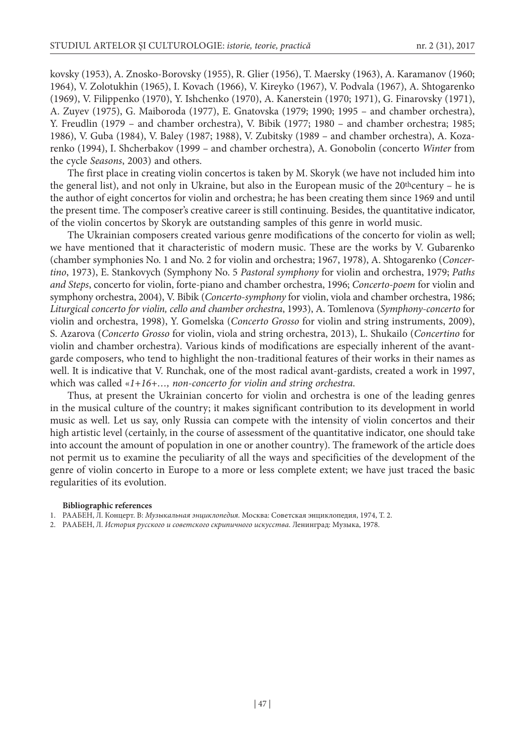kovsky (1953), A. Znosko-Borovsky (1955), R. Glier (1956), T. Maersky (1963), A. Karamanov (1960; 1964), V. Zolotukhin (1965), I. Kovach (1966), V. Kireyko (1967), V. Podvala (1967), A. Shtogarenko (1969), V. Filippenko (1970), Y. Ishchenko (1970), A. Kanerstein (1970; 1971), G. Finarovsky (1971), A. Zuyev (1975), G. Maiboroda (1977), E. Gnatovska (1979; 1990; 1995 – and chamber orchestra), Y. Freudlin (1979 – and chamber orchestra), V. Bibik (1977; 1980 – and chamber orchestra; 1985; 1986), V. Guba (1984), V. Baley (1987; 1988), V. Zubitsky (1989 – and chamber orchestra), A. Kozarenko (1994), I. Shcherbakov (1999 – and chamber orchestra), A. Gonobolin (concerto *Winter* from the cycle *Seasons*, 2003) and others.

The first place in creating violin concertos is taken by M. Skoryk (we have not included him into the general list), and not only in Ukraine, but also in the European music of the 20thcentury – he is the author of eight concertos for violin and orchestra; he has been creating them since 1969 and until the present time. The composer's creative career is still continuing. Besides, the quantitative indicator, of the violin concertos by Skoryk are outstanding samples of this genre in world music.

The Ukrainian composers created various genre modifications of the concerto for violin as well; we have mentioned that it characteristic of modern music. These are the works by V. Gubarenko (chamber symphonies No. 1 and No. 2 for violin and orchestra; 1967, 1978), A. Shtogarenko (*Concertino*, 1973), E. Stankovych (Symphony No. 5 *Pastoral symphony* for violin and orchestra, 1979; *Paths and Steps*, concerto for violin, forte-piano and chamber orchestra, 1996; *Concerto-poem* for violin and symphony orchestra, 2004), V. Bibik (*Concerto-symphony* for violin, viola and chamber orchestra, 1986; *Liturgical concerto for violin, cello and chamber orchestra*, 1993), A. Tomlenova (*Symphony-concerto* for violin and orchestra, 1998), Y. Gomelska (*Concerto Grosso* for violin and string instruments, 2009), S. Azarova (*Concerto Grosso* for violin, viola and string orchestra, 2013), L. Shukailo (*Concertino* for violin and chamber orchestra). Various kinds of modifications are especially inherent of the avant-garde composers, who tend to highlight the non-traditional features of their works in their names as well. It is indicative that V. Runchak, one of the most radical avant-gardists, created a work in 1997, which was called «*1+16+…, non-concerto for violin and string orchestra*.

Thus, at present the Ukrainian concerto for violin and orchestra is one of the leading genres in the musical culture of the country; it makes significant contribution to its development in world music as well. Let us say, only Russia can compete with the intensity of violin concertos and their high artistic level (certainly, in the course of assessment of the quantitative indicator, one should take into account the amount of population in one or another country). The framework of the article does not permit us to examine the peculiarity of all the ways and specificities of the development of the genre of violin concerto in Europe to a more or less complete extent; we have just traced the basic regularities of its evolution.

**Bibliographic references**

1. РААБЕН, Л. Концерт. В: *Музыкальная энциклопедия*. Москва: Советская энциклопедия, 1974, Т. 2.
2. РААБЕН, Л. *История русского и советского скрипичного искусства*. Ленинград: Музыка, 1978.